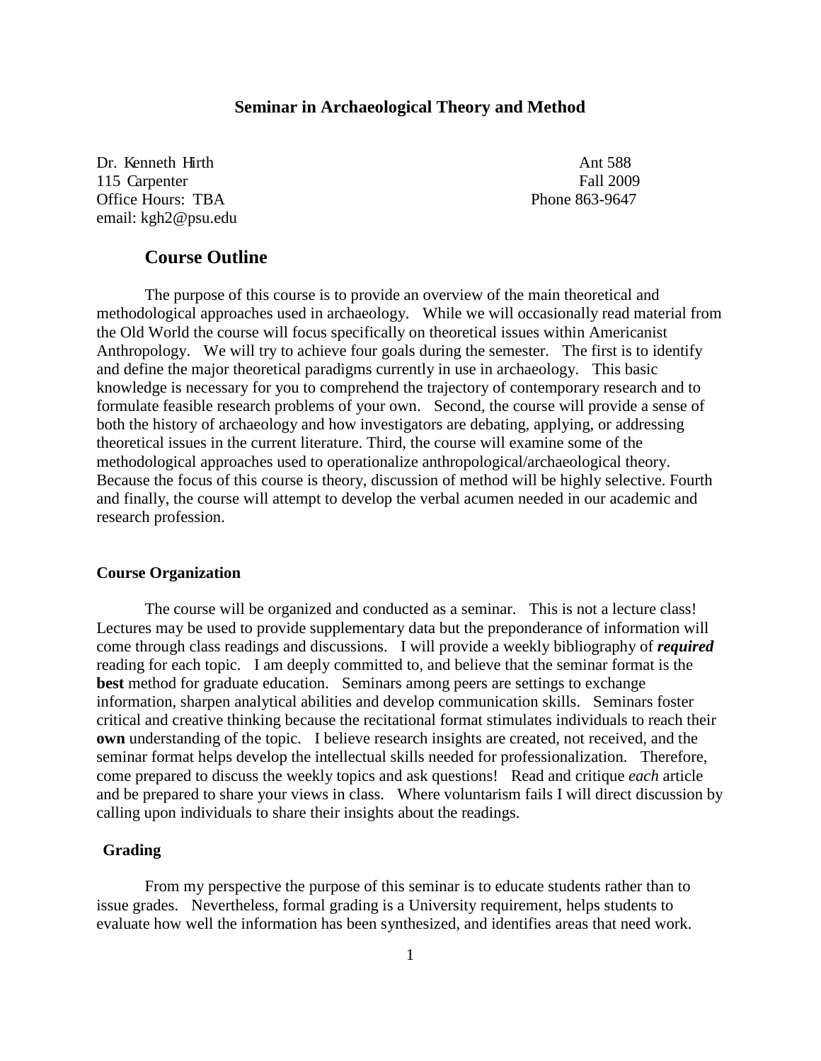# Seminar in Archaeological Theory and Method

Dr. Kenneth Hirth
115 Carpenter
Office Hours: TBA
email: kgh2@psu.edu

Ant 588
Fall 2009
Phone 863-9647

## Course Outline

The purpose of this course is to provide an overview of the main theoretical and methodological approaches used in archaeology. While we will occasionally read material from the Old World the course will focus specifically on theoretical issues within Americanist Anthropology. We will try to achieve four goals during the semester. The first is to identify and define the major theoretical paradigms currently in use in archaeology. This basic knowledge is necessary for you to comprehend the trajectory of contemporary research and to formulate feasible research problems of your own. Second, the course will provide a sense of both the history of archaeology and how investigators are debating, applying, or addressing theoretical issues in the current literature. Third, the course will examine some of the methodological approaches used to operationalize anthropological/archaeological theory. Because the focus of this course is theory, discussion of method will be highly selective. Fourth and finally, the course will attempt to develop the verbal acumen needed in our academic and research profession.

### Course Organization

The course will be organized and conducted as a seminar. This is not a lecture class! Lectures may be used to provide supplementary data but the preponderance of information will come through class readings and discussions. I will provide a weekly bibliography of ***required*** reading for each topic. I am deeply committed to, and believe that the seminar format is the **best** method for graduate education. Seminars among peers are settings to exchange information, sharpen analytical abilities and develop communication skills. Seminars foster critical and creative thinking because the recitational format stimulates individuals to reach their **own** understanding of the topic. I believe research insights are created, not received, and the seminar format helps develop the intellectual skills needed for professionalization. Therefore, come prepared to discuss the weekly topics and ask questions! Read and critique *each* article and be prepared to share your views in class. Where voluntarism fails I will direct discussion by calling upon individuals to share their insights about the readings.

### Grading

From my perspective the purpose of this seminar is to educate students rather than to issue grades. Nevertheless, formal grading is a University requirement, helps students to evaluate how well the information has been synthesized, and identifies areas that need work.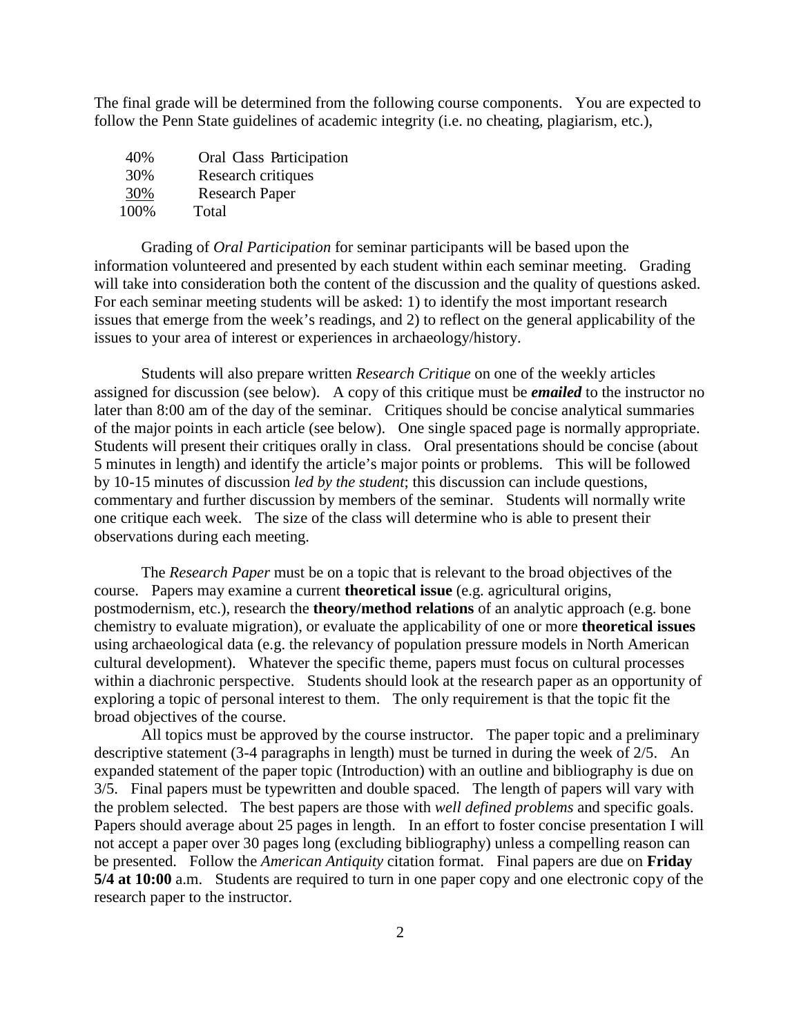The final grade will be determined from the following course components. You are expected to follow the Penn State guidelines of academic integrity (i.e. no cheating, plagiarism, etc.),

| | |
|---|---|
| 40% | Oral Class Participation |
| 30% | Research critiques |
| 30% | Research Paper |
| 100% | Total |

Grading of *Oral Participation* for seminar participants will be based upon the information volunteered and presented by each student within each seminar meeting. Grading will take into consideration both the content of the discussion and the quality of questions asked. For each seminar meeting students will be asked: 1) to identify the most important research issues that emerge from the week's readings, and 2) to reflect on the general applicability of the issues to your area of interest or experiences in archaeology/history.

Students will also prepare written *Research Critique* on one of the weekly articles assigned for discussion (see below). A copy of this critique must be ***emailed*** to the instructor no later than 8:00 am of the day of the seminar. Critiques should be concise analytical summaries of the major points in each article (see below). One single spaced page is normally appropriate. Students will present their critiques orally in class. Oral presentations should be concise (about 5 minutes in length) and identify the article's major points or problems. This will be followed by 10-15 minutes of discussion *led by the student*; this discussion can include questions, commentary and further discussion by members of the seminar. Students will normally write one critique each week. The size of the class will determine who is able to present their observations during each meeting.

The *Research Paper* must be on a topic that is relevant to the broad objectives of the course. Papers may examine a current **theoretical issue** (e.g. agricultural origins, postmodernism, etc.), research the **theory/method relations** of an analytic approach (e.g. bone chemistry to evaluate migration), or evaluate the applicability of one or more **theoretical issues** using archaeological data (e.g. the relevancy of population pressure models in North American cultural development). Whatever the specific theme, papers must focus on cultural processes within a diachronic perspective. Students should look at the research paper as an opportunity of exploring a topic of personal interest to them. The only requirement is that the topic fit the broad objectives of the course.

All topics must be approved by the course instructor. The paper topic and a preliminary descriptive statement (3-4 paragraphs in length) must be turned in during the week of 2/5. An expanded statement of the paper topic (Introduction) with an outline and bibliography is due on 3/5. Final papers must be typewritten and double spaced. The length of papers will vary with the problem selected. The best papers are those with *well defined problems* and specific goals. Papers should average about 25 pages in length. In an effort to foster concise presentation I will not accept a paper over 30 pages long (excluding bibliography) unless a compelling reason can be presented. Follow the *American Antiquity* citation format. Final papers are due on **Friday 5/4 at 10:00** a.m. Students are required to turn in one paper copy and one electronic copy of the research paper to the instructor.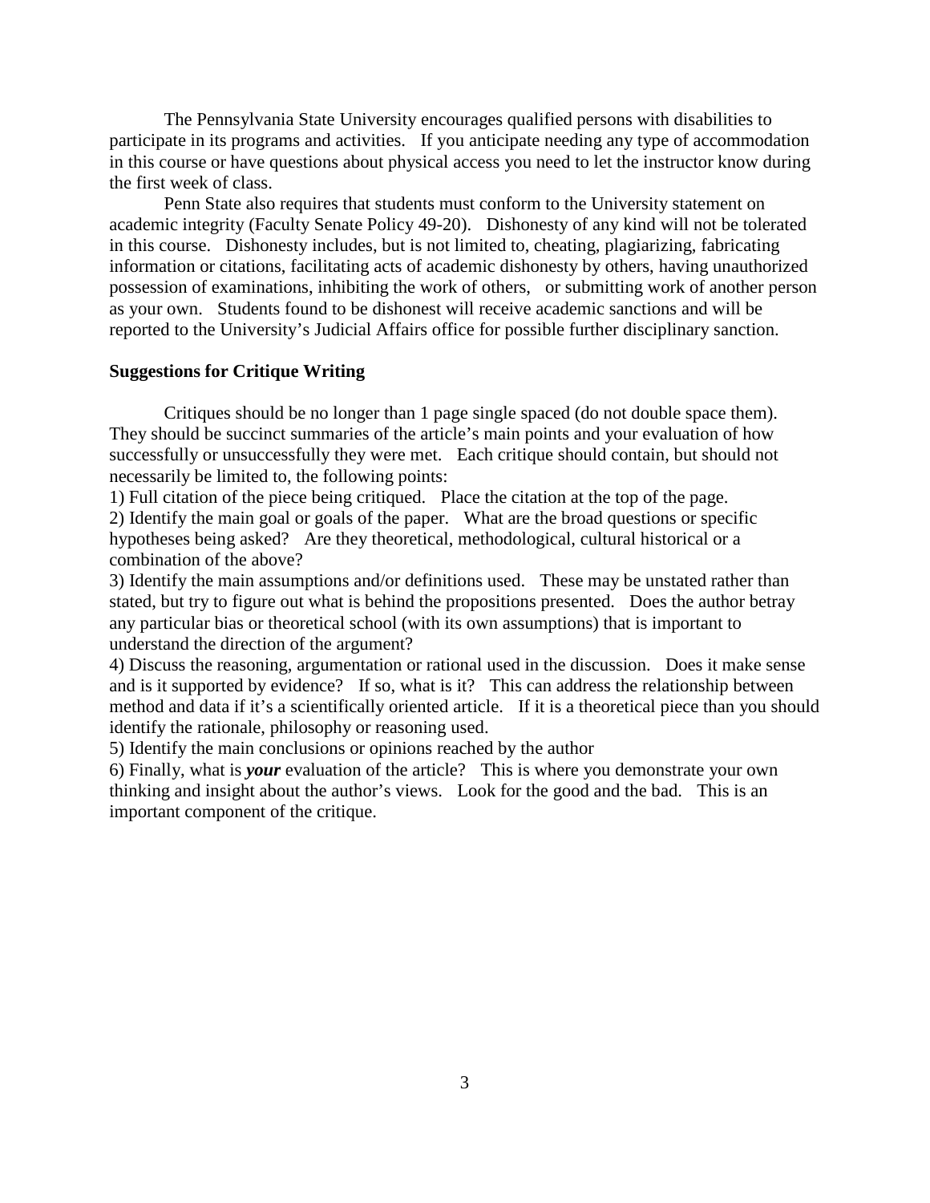The Pennsylvania State University encourages qualified persons with disabilities to participate in its programs and activities. If you anticipate needing any type of accommodation in this course or have questions about physical access you need to let the instructor know during the first week of class.

Penn State also requires that students must conform to the University statement on academic integrity (Faculty Senate Policy 49-20). Dishonesty of any kind will not be tolerated in this course. Dishonesty includes, but is not limited to, cheating, plagiarizing, fabricating information or citations, facilitating acts of academic dishonesty by others, having unauthorized possession of examinations, inhibiting the work of others, or submitting work of another person as your own. Students found to be dishonest will receive academic sanctions and will be reported to the University's Judicial Affairs office for possible further disciplinary sanction.

**Suggestions for Critique Writing**

Critiques should be no longer than 1 page single spaced (do not double space them). They should be succinct summaries of the article's main points and your evaluation of how successfully or unsuccessfully they were met. Each critique should contain, but should not necessarily be limited to, the following points:

1) Full citation of the piece being critiqued. Place the citation at the top of the page.
2) Identify the main goal or goals of the paper. What are the broad questions or specific hypotheses being asked? Are they theoretical, methodological, cultural historical or a combination of the above?
3) Identify the main assumptions and/or definitions used. These may be unstated rather than stated, but try to figure out what is behind the propositions presented. Does the author betray any particular bias or theoretical school (with its own assumptions) that is important to understand the direction of the argument?
4) Discuss the reasoning, argumentation or rational used in the discussion. Does it make sense and is it supported by evidence? If so, what is it? This can address the relationship between method and data if it's a scientifically oriented article. If it is a theoretical piece than you should identify the rationale, philosophy or reasoning used.
5) Identify the main conclusions or opinions reached by the author
6) Finally, what is ***your*** evaluation of the article? This is where you demonstrate your own thinking and insight about the author's views. Look for the good and the bad. This is an important component of the critique.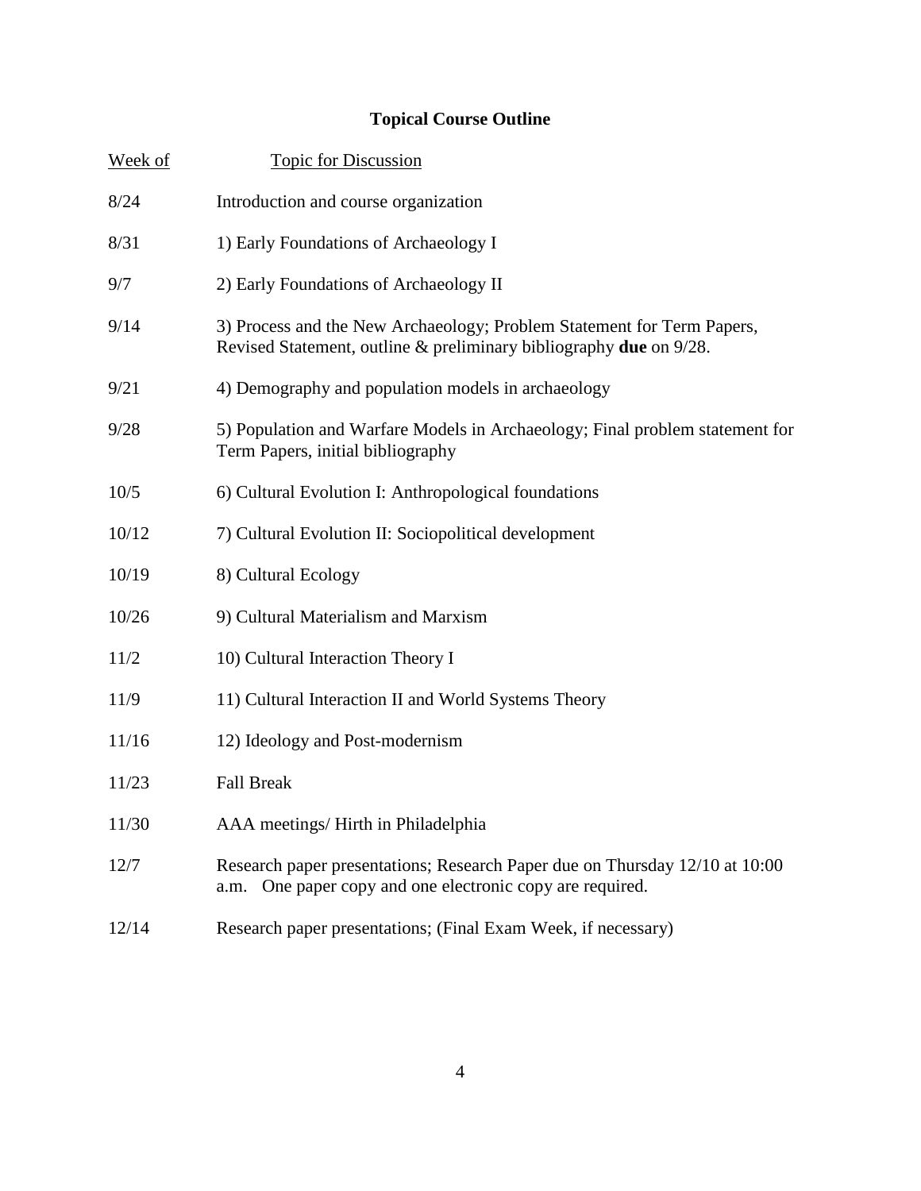## Topical Course Outline

| Week of | Topic for Discussion |
|---|---|
| 8/24 | Introduction and course organization |
| 8/31 | 1) Early Foundations of Archaeology I |
| 9/7 | 2) Early Foundations of Archaeology II |
| 9/14 | 3) Process and the New Archaeology; Problem Statement for Term Papers, Revised Statement, outline & preliminary bibliography **due** on 9/28. |
| 9/21 | 4) Demography and population models in archaeology |
| 9/28 | 5) Population and Warfare Models in Archaeology; Final problem statement for Term Papers, initial bibliography |
| 10/5 | 6) Cultural Evolution I: Anthropological foundations |
| 10/12 | 7) Cultural Evolution II: Sociopolitical development |
| 10/19 | 8) Cultural Ecology |
| 10/26 | 9) Cultural Materialism and Marxism |
| 11/2 | 10) Cultural Interaction Theory I |
| 11/9 | 11) Cultural Interaction II and World Systems Theory |
| 11/16 | 12) Ideology and Post-modernism |
| 11/23 | Fall Break |
| 11/30 | AAA meetings/ Hirth in Philadelphia |
| 12/7 | Research paper presentations; Research Paper due on Thursday 12/10 at 10:00 a.m. One paper copy and one electronic copy are required. |
| 12/14 | Research paper presentations; (Final Exam Week, if necessary) |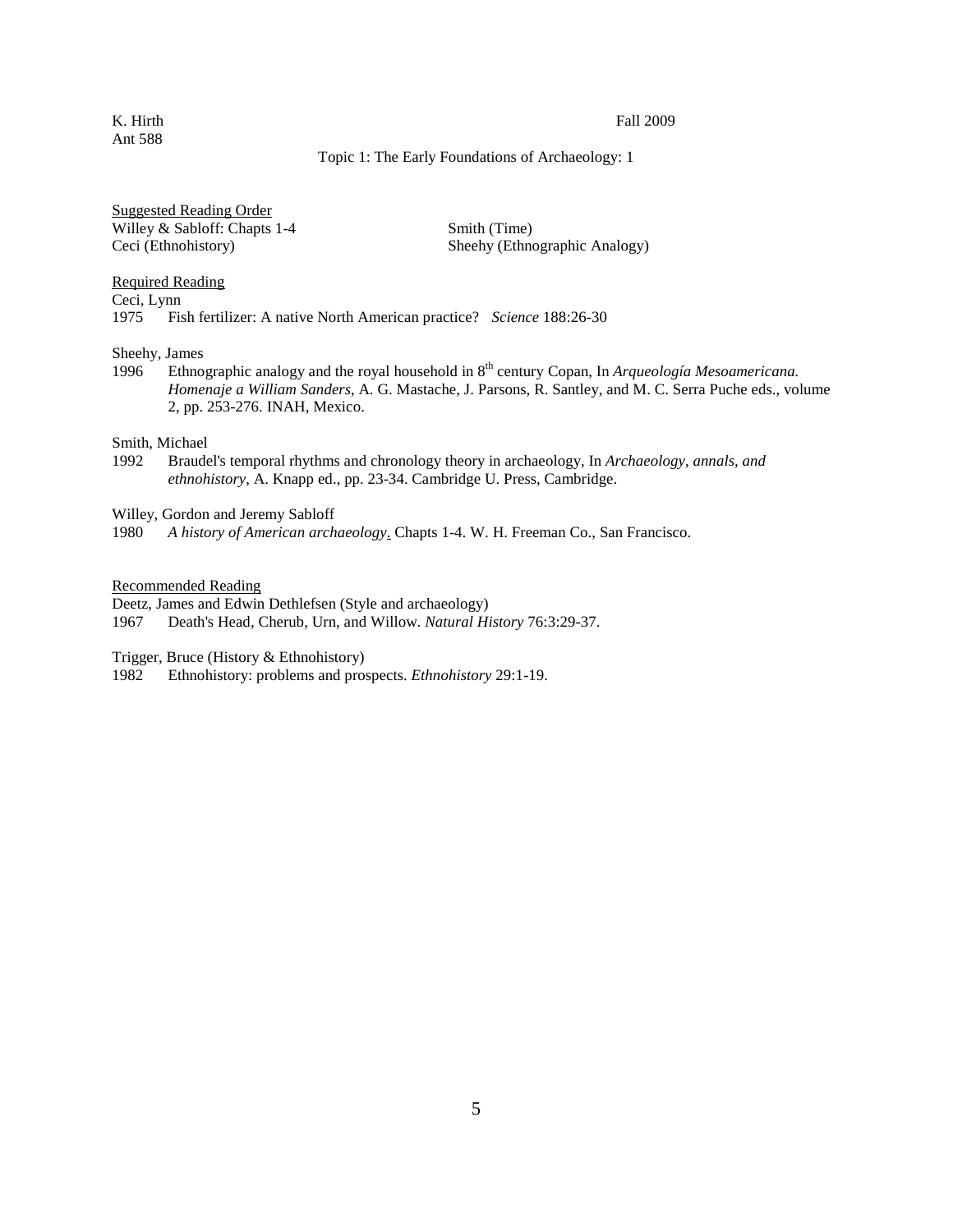K. Hirth
Ant 588

Fall 2009

Topic 1: The Early Foundations of Archaeology: 1

Suggested Reading Order

Willey & Sabloff: Chapts 1-4
Ceci (Ethnohistory)
Smith (Time)
Sheehy (Ethnographic Analogy)

Required Reading

Ceci, Lynn
1975 Fish fertilizer: A native North American practice? *Science* 188:26-30

Sheehy, James
1996 Ethnographic analogy and the royal household in 8th century Copan, In *Arqueología Mesoamericana. Homenaje a William Sanders*, A. G. Mastache, J. Parsons, R. Santley, and M. C. Serra Puche eds., volume 2, pp. 253-276. INAH, Mexico.

Smith, Michael
1992 Braudel's temporal rhythms and chronology theory in archaeology, In *Archaeology, annals, and ethnohistory*, A. Knapp ed., pp. 23-34. Cambridge U. Press, Cambridge.

Willey, Gordon and Jeremy Sabloff
1980 *A history of American archaeology*. Chapts 1-4. W. H. Freeman Co., San Francisco.

Recommended Reading

Deetz, James and Edwin Dethlefsen (Style and archaeology)
1967 Death's Head, Cherub, Urn, and Willow. *Natural History* 76:3:29-37.

Trigger, Bruce (History & Ethnohistory)
1982 Ethnohistory: problems and prospects. *Ethnohistory* 29:1-19.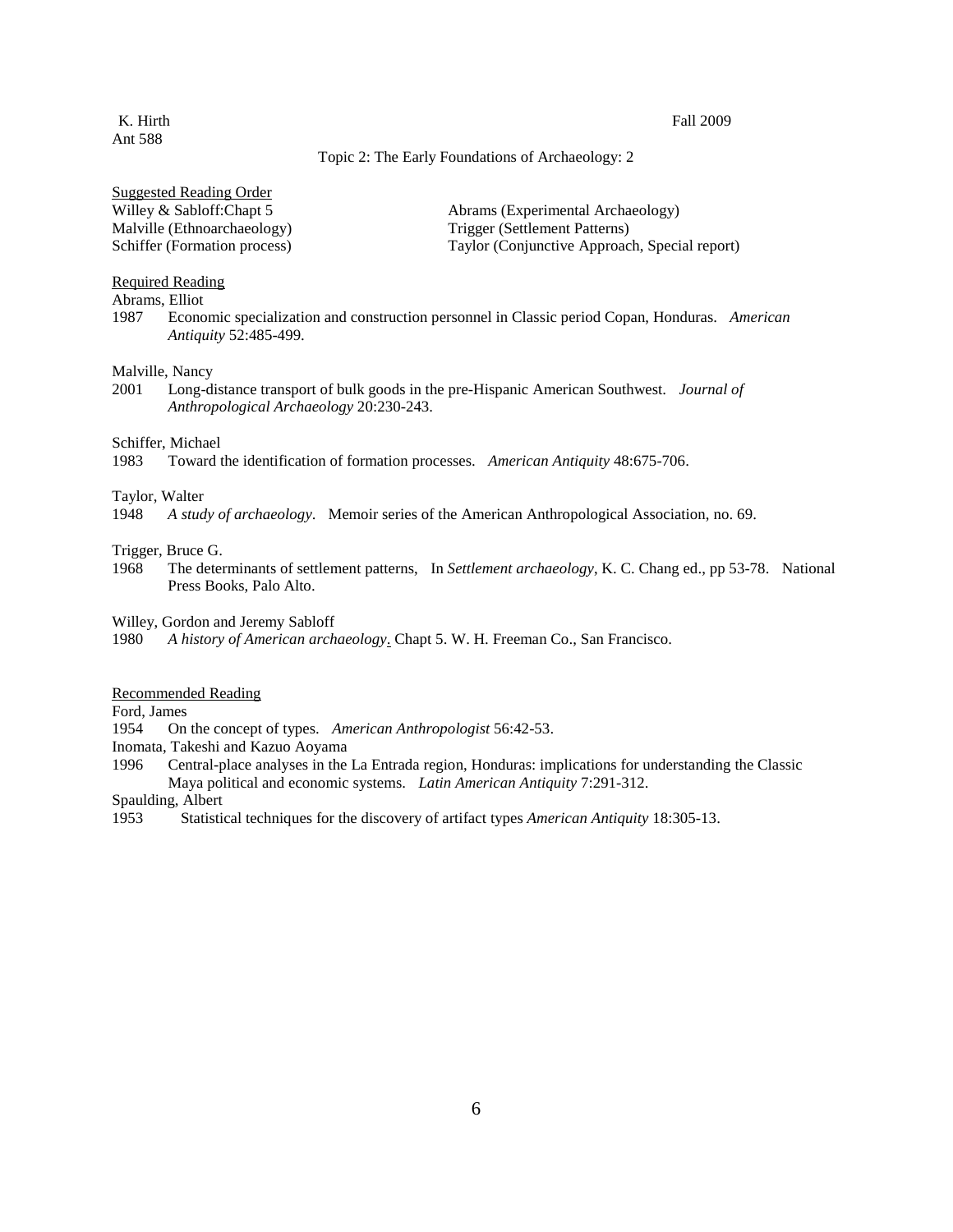K. Hirth  
Ant 588

Fall 2009

### Topic 2: The Early Foundations of Archaeology: 2

<u>Suggested Reading Order</u>

Willey & Sabloff:Chapt 5  
Malville (Ethnoarchaeology)  
Schiffer (Formation process)  
Abrams (Experimental Archaeology)  
Trigger (Settlement Patterns)  
Taylor (Conjunctive Approach, Special report)

<u>Required Reading</u>

Abrams, Elliot  
1987 Economic specialization and construction personnel in Classic period Copan, Honduras. *American Antiquity* 52:485-499.

Malville, Nancy  
2001 Long-distance transport of bulk goods in the pre-Hispanic American Southwest. *Journal of Anthropological Archaeology* 20:230-243.

Schiffer, Michael  
1983 Toward the identification of formation processes. *American Antiquity* 48:675-706.

Taylor, Walter  
1948 *A study of archaeology*. Memoir series of the American Anthropological Association, no. 69.

Trigger, Bruce G.  
1968 The determinants of settlement patterns, In *Settlement archaeology*, K. C. Chang ed., pp 53-78. National Press Books, Palo Alto.

Willey, Gordon and Jeremy Sabloff  
1980 *A history of American archaeology*. Chapt 5. W. H. Freeman Co., San Francisco.

<u>Recommended Reading</u>

Ford, James  
1954 On the concept of types. *American Anthropologist* 56:42-53.

Inomata, Takeshi and Kazuo Aoyama  
1996 Central-place analyses in the La Entrada region, Honduras: implications for understanding the Classic Maya political and economic systems. *Latin American Antiquity* 7:291-312.

Spaulding, Albert  
1953 Statistical techniques for the discovery of artifact types *American Antiquity* 18:305-13.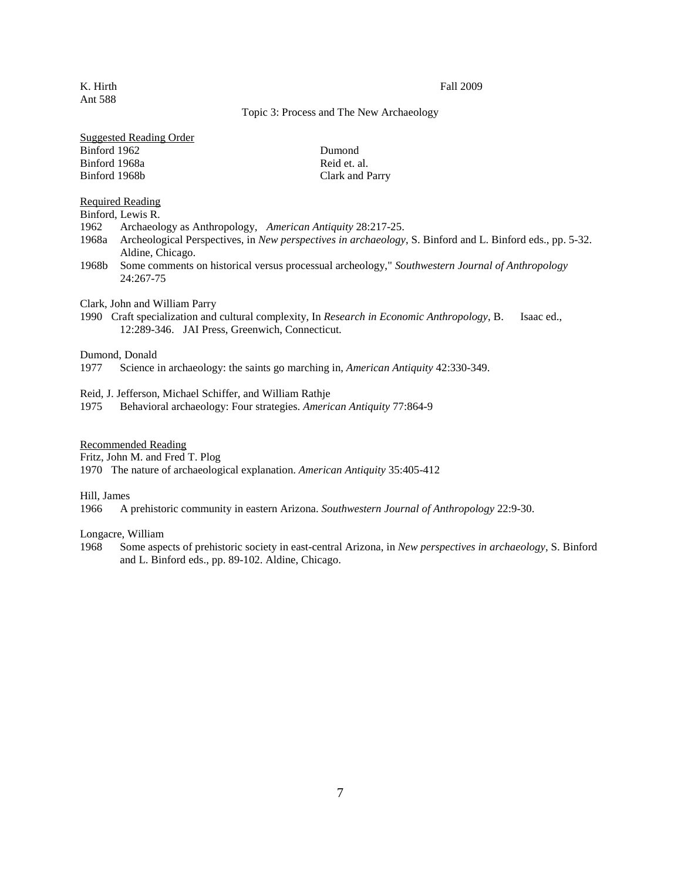K. Hirth
Ant 588

Fall 2009

## Topic 3: Process and The New Archaeology

Suggested Reading Order

Binford 1962
Binford 1968a
Binford 1968b
Dumond
Reid et. al.
Clark and Parry

### Required Reading

Binford, Lewis R.

1962 Archaeology as Anthropology, *American Antiquity* 28:217-25.

1968a Archeological Perspectives, in *New perspectives in archaeology*, S. Binford and L. Binford eds., pp. 5-32. Aldine, Chicago.

1968b Some comments on historical versus processual archeology," *Southwestern Journal of Anthropology* 24:267-75

Clark, John and William Parry

1990 Craft specialization and cultural complexity, In *Research in Economic Anthropology*, B. Isaac ed., 12:289-346. JAI Press, Greenwich, Connecticut.

Dumond, Donald

1977 Science in archaeology: the saints go marching in, *American Antiquity* 42:330-349.

Reid, J. Jefferson, Michael Schiffer, and William Rathje

1975 Behavioral archaeology: Four strategies. *American Antiquity* 77:864-9

### Recommended Reading

Fritz, John M. and Fred T. Plog

1970 The nature of archaeological explanation. *American Antiquity* 35:405-412

Hill, James

1966 A prehistoric community in eastern Arizona. *Southwestern Journal of Anthropology* 22:9-30.

Longacre, William

1968 Some aspects of prehistoric society in east-central Arizona, in *New perspectives in archaeology*, S. Binford and L. Binford eds., pp. 89-102. Aldine, Chicago.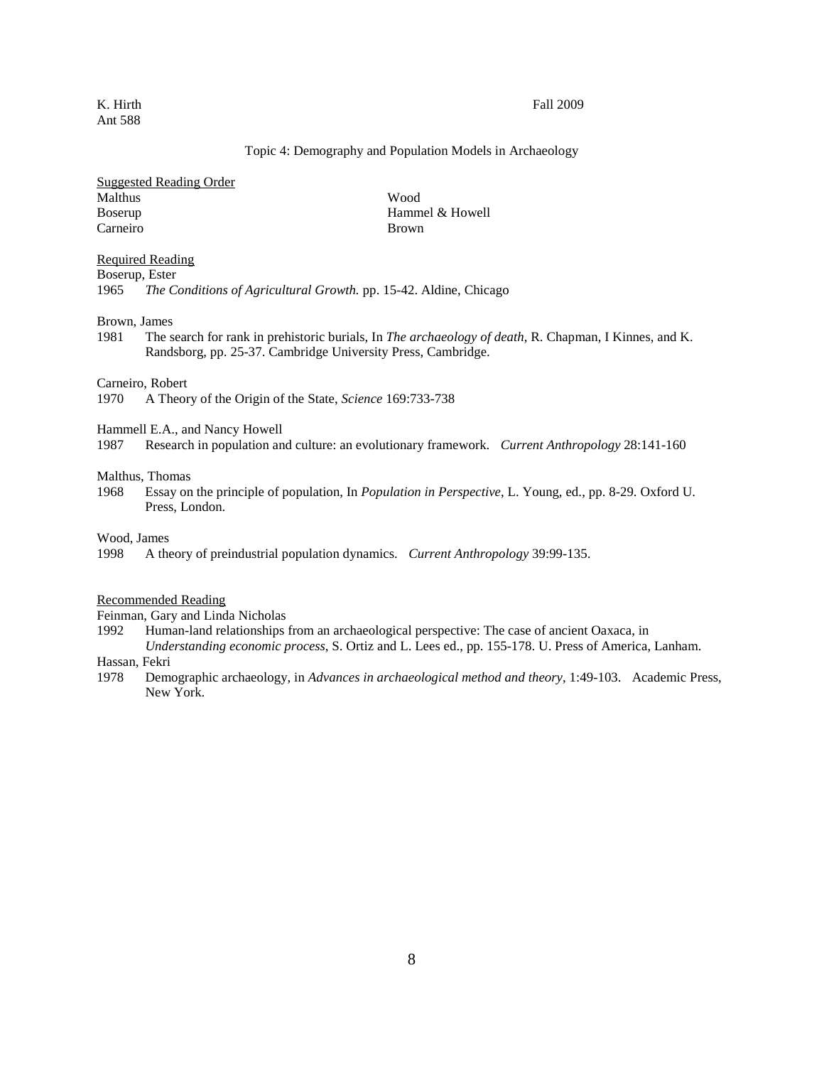K. Hirth
Ant 588

Fall 2009

Topic 4: Demography and Population Models in Archaeology

Suggested Reading Order

| | |
|---|---|
| Malthus | Wood |
| Boserup | Hammel & Howell |
| Carneiro | Brown |

Required Reading

Boserup, Ester
1965 *The Conditions of Agricultural Growth.* pp. 15-42. Aldine, Chicago

Brown, James
1981 The search for rank in prehistoric burials, In *The archaeology of death*, R. Chapman, I Kinnes, and K. Randsborg, pp. 25-37. Cambridge University Press, Cambridge.

Carneiro, Robert
1970 A Theory of the Origin of the State, *Science* 169:733-738

Hammell E.A., and Nancy Howell
1987 Research in population and culture: an evolutionary framework. *Current Anthropology* 28:141-160

Malthus, Thomas
1968 Essay on the principle of population, In *Population in Perspective*, L. Young, ed., pp. 8-29. Oxford U. Press, London.

Wood, James
1998 A theory of preindustrial population dynamics. *Current Anthropology* 39:99-135.

Recommended Reading

Feinman, Gary and Linda Nicholas
1992 Human-land relationships from an archaeological perspective: The case of ancient Oaxaca, in *Understanding economic process*, S. Ortiz and L. Lees ed., pp. 155-178. U. Press of America, Lanham.

Hassan, Fekri
1978 Demographic archaeology, in *Advances in archaeological method and theory*, 1:49-103. Academic Press, New York.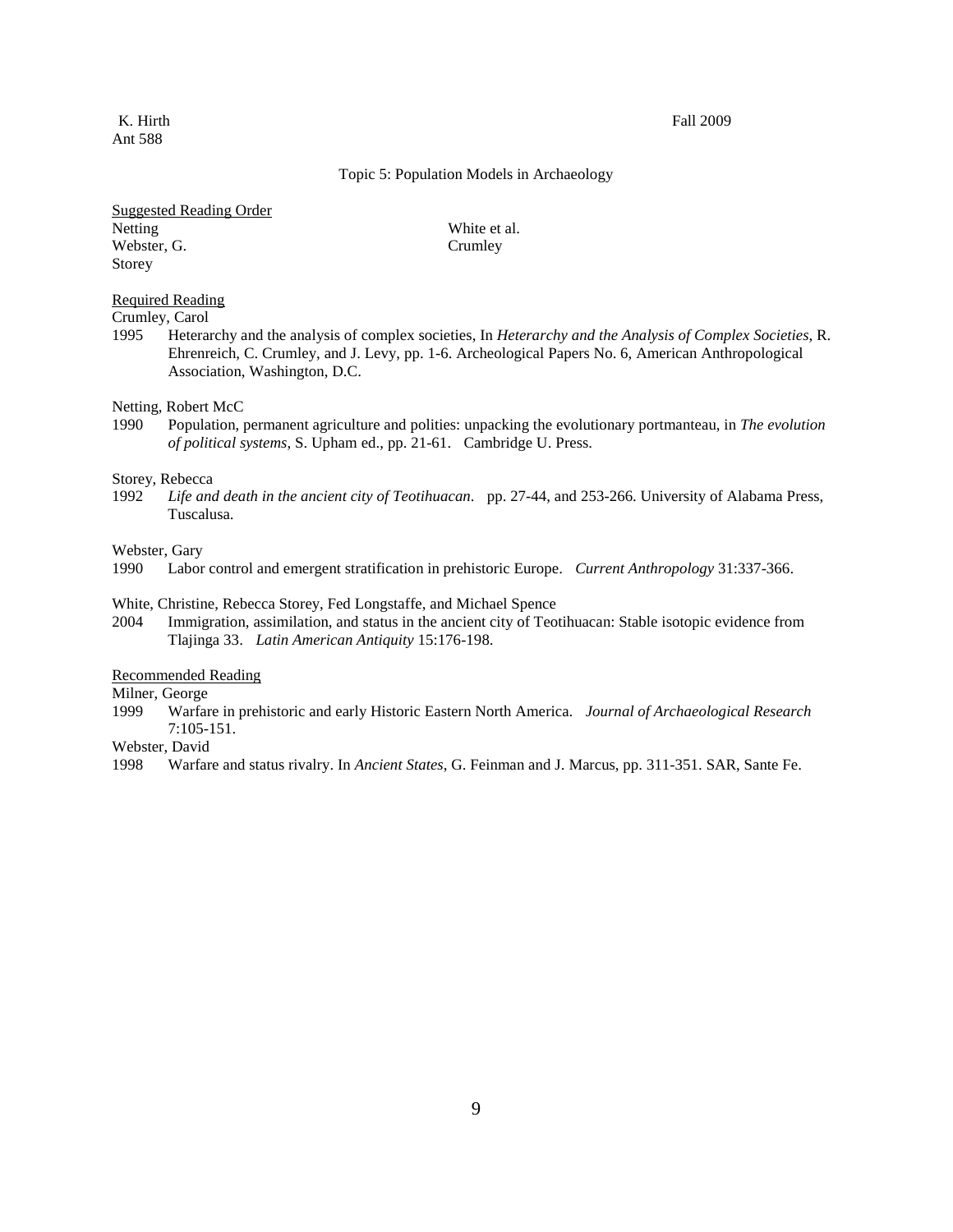K. Hirth Fall 2009
Ant 588

## Topic 5: Population Models in Archaeology

<u>Suggested Reading Order</u>

Netting
Webster, G.
Storey
White et al.
Crumley

<u>Required Reading</u>

Crumley, Carol
1995 Heterarchy and the analysis of complex societies, In *Heterarchy and the Analysis of Complex Societies*, R. Ehrenreich, C. Crumley, and J. Levy, pp. 1-6. Archeological Papers No. 6, American Anthropological Association, Washington, D.C.

Netting, Robert McC
1990 Population, permanent agriculture and polities: unpacking the evolutionary portmanteau, in *The evolution of political systems*, S. Upham ed., pp. 21-61. Cambridge U. Press.

Storey, Rebecca
1992 *Life and death in the ancient city of Teotihuacan*. pp. 27-44, and 253-266. University of Alabama Press, Tuscalusa.

Webster, Gary
1990 Labor control and emergent stratification in prehistoric Europe. *Current Anthropology* 31:337-366.

White, Christine, Rebecca Storey, Fed Longstaffe, and Michael Spence
2004 Immigration, assimilation, and status in the ancient city of Teotihuacan: Stable isotopic evidence from Tlajinga 33. *Latin American Antiquity* 15:176-198.

<u>Recommended Reading</u>

Milner, George
1999 Warfare in prehistoric and early Historic Eastern North America. *Journal of Archaeological Research* 7:105-151.

Webster, David
1998 Warfare and status rivalry. In *Ancient States*, G. Feinman and J. Marcus, pp. 311-351. SAR, Sante Fe.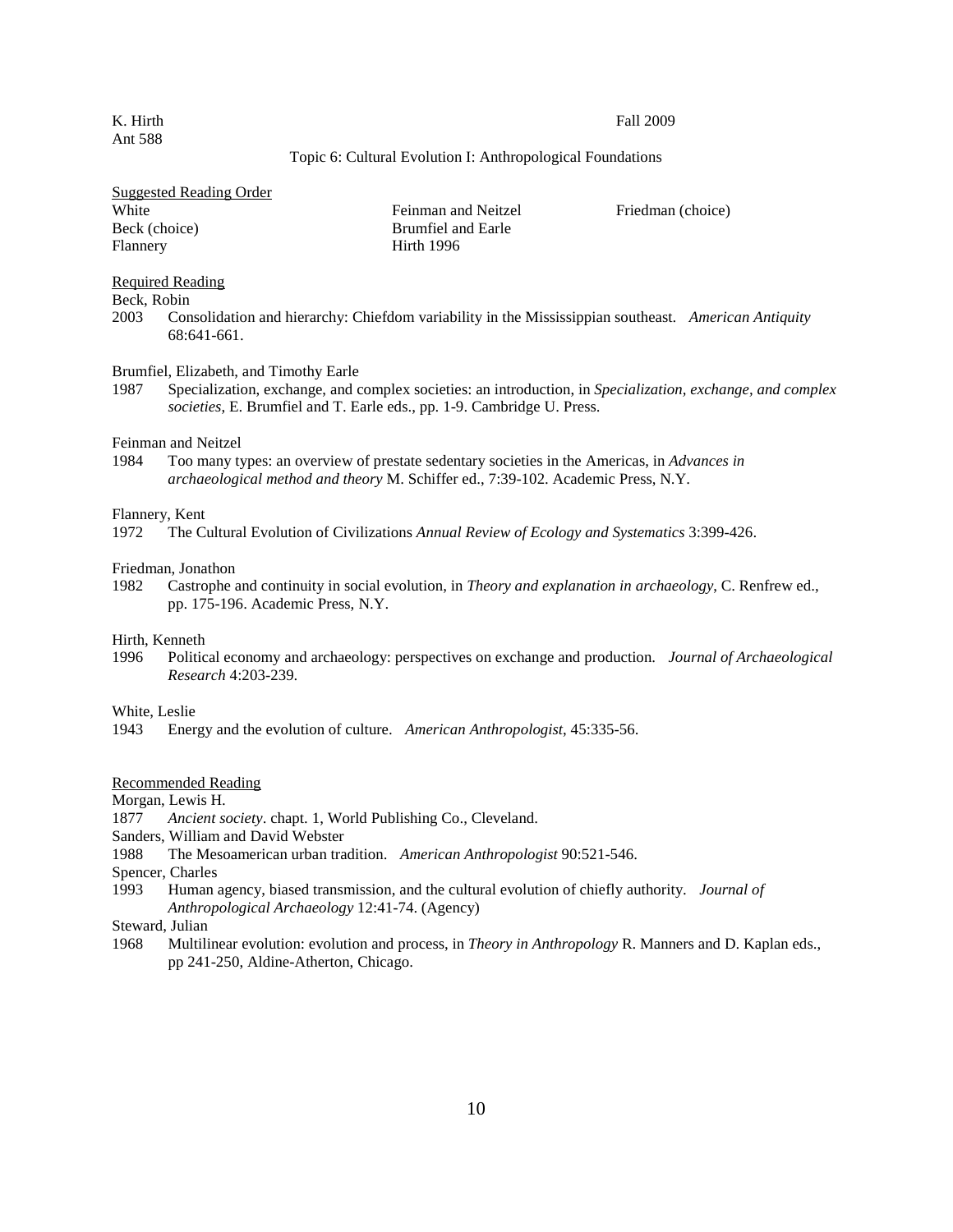K. Hirth
Ant 588

Fall 2009

## Topic 6: Cultural Evolution I: Anthropological Foundations

Suggested Reading Order

| | | |
|---|---|---|
| White | Feinman and Neitzel | Friedman (choice) |
| Beck (choice) | Brumfiel and Earle | |
| Flannery | Hirth 1996 | |

Required Reading

Beck, Robin
2003 Consolidation and hierarchy: Chiefdom variability in the Mississippian southeast. *American Antiquity* 68:641-661.

Brumfiel, Elizabeth, and Timothy Earle
1987 Specialization, exchange, and complex societies: an introduction, in *Specialization, exchange, and complex societies*, E. Brumfiel and T. Earle eds., pp. 1-9. Cambridge U. Press.

Feinman and Neitzel
1984 Too many types: an overview of prestate sedentary societies in the Americas, in *Advances in archaeological method and theory* M. Schiffer ed., 7:39-102. Academic Press, N.Y.

Flannery, Kent
1972 The Cultural Evolution of Civilizations *Annual Review of Ecology and Systematics* 3:399-426.

Friedman, Jonathon
1982 Castrophe and continuity in social evolution, in *Theory and explanation in archaeology*, C. Renfrew ed., pp. 175-196. Academic Press, N.Y.

Hirth, Kenneth
1996 Political economy and archaeology: perspectives on exchange and production. *Journal of Archaeological Research* 4:203-239.

White, Leslie
1943 Energy and the evolution of culture. *American Anthropologist*, 45:335-56.

Recommended Reading

Morgan, Lewis H.
1877 *Ancient society*. chapt. 1, World Publishing Co., Cleveland.

Sanders, William and David Webster
1988 The Mesoamerican urban tradition. *American Anthropologist* 90:521-546.

Spencer, Charles
1993 Human agency, biased transmission, and the cultural evolution of chiefly authority. *Journal of Anthropological Archaeology* 12:41-74. (Agency)

Steward, Julian
1968 Multilinear evolution: evolution and process, in *Theory in Anthropology* R. Manners and D. Kaplan eds., pp 241-250, Aldine-Atherton, Chicago.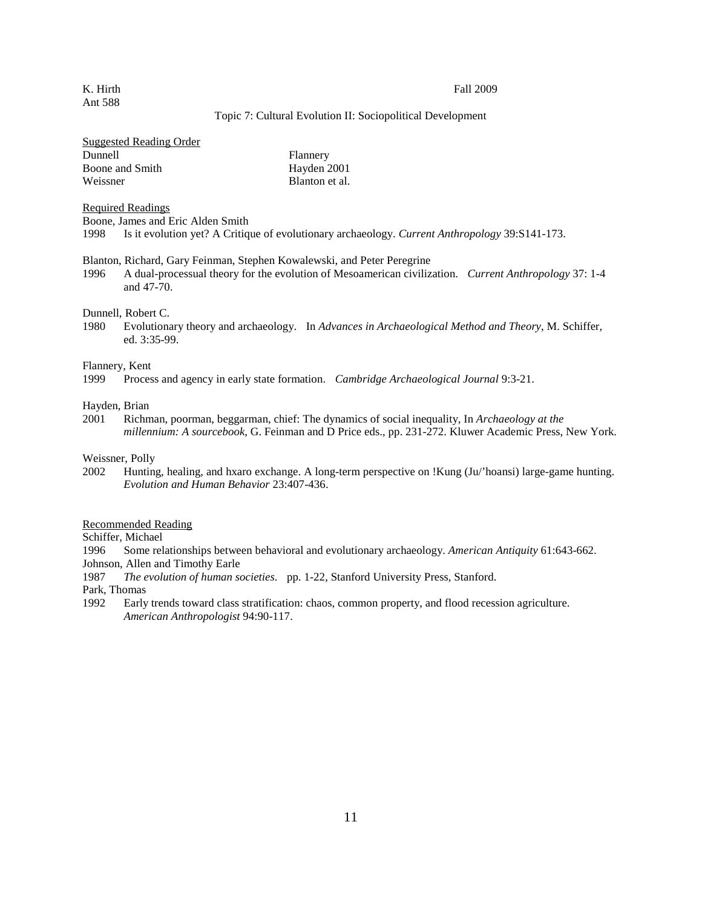K. Hirth
Ant 588

Fall 2009

Topic 7: Cultural Evolution II: Sociopolitical Development

Suggested Reading Order

| | |
|---|---|
| Dunnell | Flannery |
| Boone and Smith | Hayden 2001 |
| Weissner | Blanton et al. |

Required Readings

Boone, James and Eric Alden Smith
1998 Is it evolution yet? A Critique of evolutionary archaeology. *Current Anthropology* 39:S141-173.

Blanton, Richard, Gary Feinman, Stephen Kowalewski, and Peter Peregrine
1996 A dual-processual theory for the evolution of Mesoamerican civilization. *Current Anthropology* 37: 1-4 and 47-70.

Dunnell, Robert C.
1980 Evolutionary theory and archaeology. In *Advances in Archaeological Method and Theory*, M. Schiffer, ed. 3:35-99.

Flannery, Kent
1999 Process and agency in early state formation. *Cambridge Archaeological Journal* 9:3-21.

Hayden, Brian
2001 Richman, poorman, beggarman, chief: The dynamics of social inequality, In *Archaeology at the millennium: A sourcebook*, G. Feinman and D Price eds., pp. 231-272. Kluwer Academic Press, New York.

Weissner, Polly
2002 Hunting, healing, and hxaro exchange. A long-term perspective on !Kung (Ju/'hoansi) large-game hunting. *Evolution and Human Behavior* 23:407-436.

Recommended Reading

Schiffer, Michael
1996 Some relationships between behavioral and evolutionary archaeology. *American Antiquity* 61:643-662.

Johnson, Allen and Timothy Earle
1987 *The evolution of human societies*. pp. 1-22, Stanford University Press, Stanford.

Park, Thomas
1992 Early trends toward class stratification: chaos, common property, and flood recession agriculture. *American Anthropologist* 94:90-117.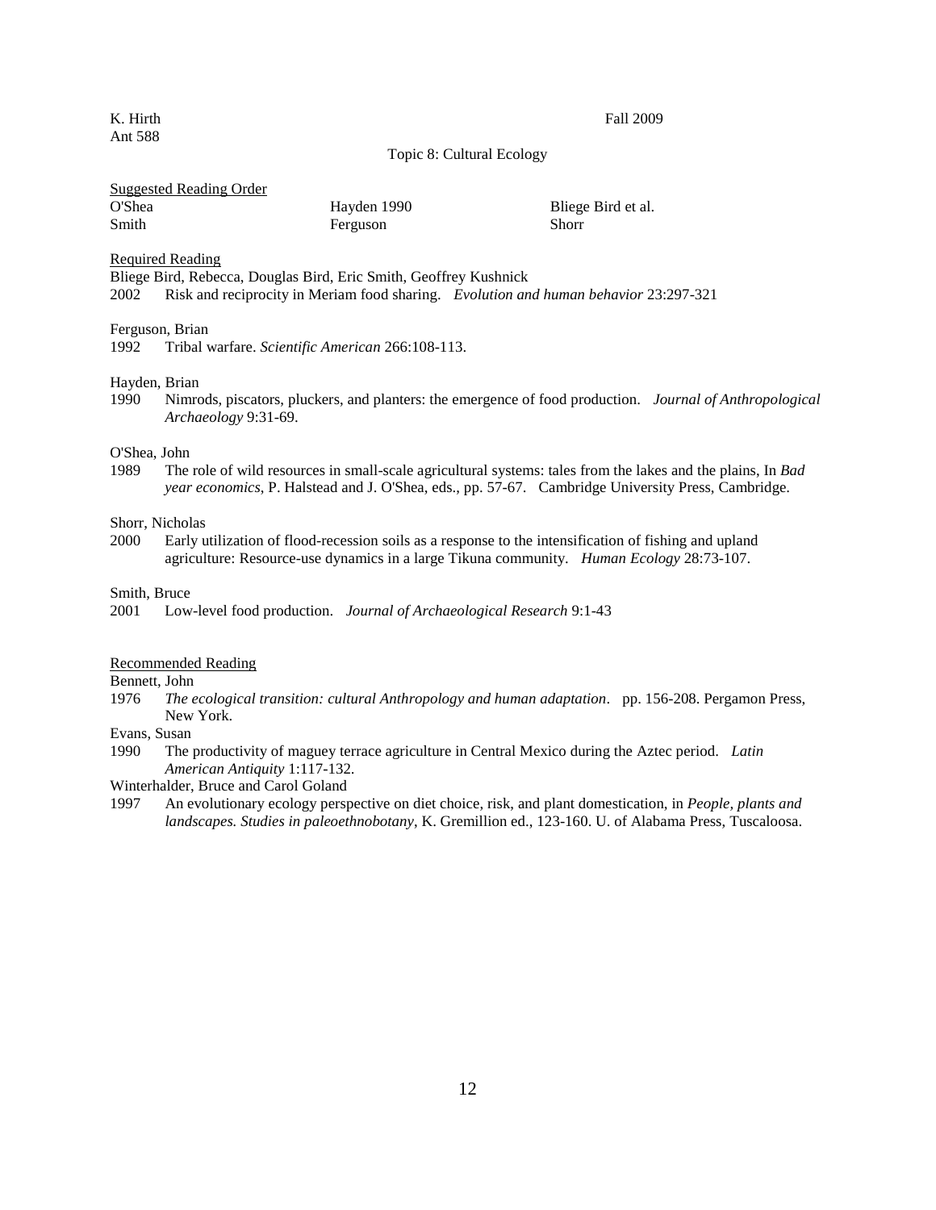K. Hirth  
Ant 588

Fall 2009

Topic 8: Cultural Ecology

<u>Suggested Reading Order</u>

| | | |
|---|---|---|
| O'Shea | Hayden 1990 | Bliege Bird et al. |
| Smith | Ferguson | Shorr |

<u>Required Reading</u>

Bliege Bird, Rebecca, Douglas Bird, Eric Smith, Geoffrey Kushnick  
2002 Risk and reciprocity in Meriam food sharing. *Evolution and human behavior* 23:297-321

Ferguson, Brian  
1992 Tribal warfare. *Scientific American* 266:108-113.

Hayden, Brian  
1990 Nimrods, piscators, pluckers, and planters: the emergence of food production. *Journal of Anthropological Archaeology* 9:31-69.

O'Shea, John  
1989 The role of wild resources in small-scale agricultural systems: tales from the lakes and the plains, In *Bad year economics*, P. Halstead and J. O'Shea, eds., pp. 57-67. Cambridge University Press, Cambridge.

Shorr, Nicholas  
2000 Early utilization of flood-recession soils as a response to the intensification of fishing and upland agriculture: Resource-use dynamics in a large Tikuna community. *Human Ecology* 28:73-107.

Smith, Bruce  
2001 Low-level food production. *Journal of Archaeological Research* 9:1-43

<u>Recommended Reading</u>

Bennett, John  
1976 *The ecological transition: cultural Anthropology and human adaptation*. pp. 156-208. Pergamon Press, New York.

Evans, Susan  
1990 The productivity of maguey terrace agriculture in Central Mexico during the Aztec period. *Latin American Antiquity* 1:117-132.

Winterhalder, Bruce and Carol Goland  
1997 An evolutionary ecology perspective on diet choice, risk, and plant domestication, in *People, plants and landscapes. Studies in paleoethnobotany*, K. Gremillion ed., 123-160. U. of Alabama Press, Tuscaloosa.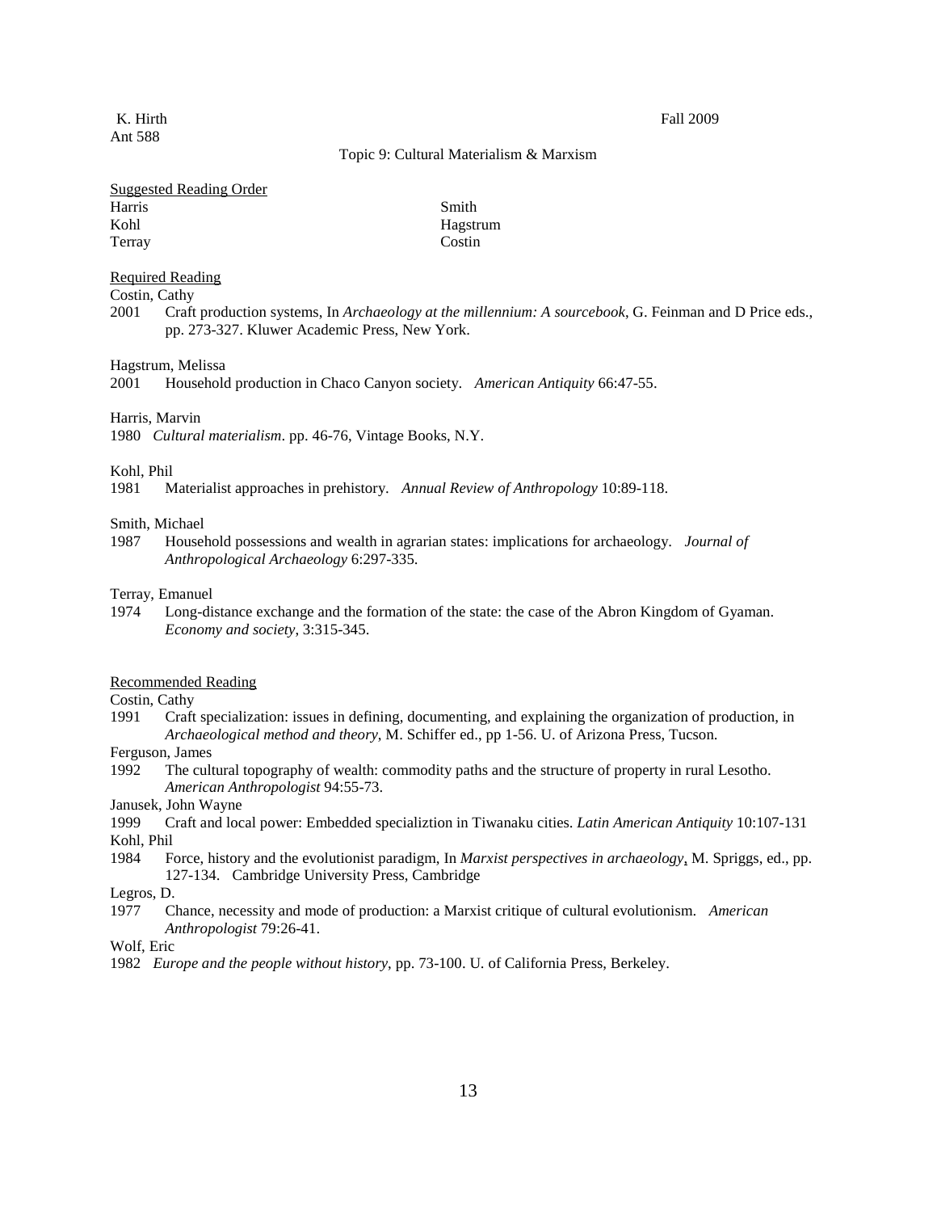K. Hirth
Ant 588

Fall 2009

Topic 9: Cultural Materialism & Marxism

Suggested Reading Order

| | |
|---|---|
| Harris | Smith |
| Kohl | Hagstrum |
| Terray | Costin |

Required Reading

Costin, Cathy
2001 Craft production systems, In *Archaeology at the millennium: A sourcebook*, G. Feinman and D Price eds., pp. 273-327. Kluwer Academic Press, New York.

Hagstrum, Melissa
2001 Household production in Chaco Canyon society. *American Antiquity* 66:47-55.

Harris, Marvin
1980 *Cultural materialism*. pp. 46-76, Vintage Books, N.Y.

Kohl, Phil
1981 Materialist approaches in prehistory. *Annual Review of Anthropology* 10:89-118.

Smith, Michael
1987 Household possessions and wealth in agrarian states: implications for archaeology. *Journal of Anthropological Archaeology* 6:297-335.

Terray, Emanuel
1974 Long-distance exchange and the formation of the state: the case of the Abron Kingdom of Gyaman. *Economy and society*, 3:315-345.

Recommended Reading

Costin, Cathy
1991 Craft specialization: issues in defining, documenting, and explaining the organization of production, in *Archaeological method and theory*, M. Schiffer ed., pp 1-56. U. of Arizona Press, Tucson.

Ferguson, James
1992 The cultural topography of wealth: commodity paths and the structure of property in rural Lesotho. *American Anthropologist* 94:55-73.

Janusek, John Wayne
1999 Craft and local power: Embedded specializtion in Tiwanaku cities. *Latin American Antiquity* 10:107-131

Kohl, Phil
1984 Force, history and the evolutionist paradigm, In *Marxist perspectives in archaeology*, M. Spriggs, ed., pp. 127-134. Cambridge University Press, Cambridge

Legros, D.
1977 Chance, necessity and mode of production: a Marxist critique of cultural evolutionism. *American Anthropologist* 79:26-41.

Wolf, Eric
1982 *Europe and the people without history*, pp. 73-100. U. of California Press, Berkeley.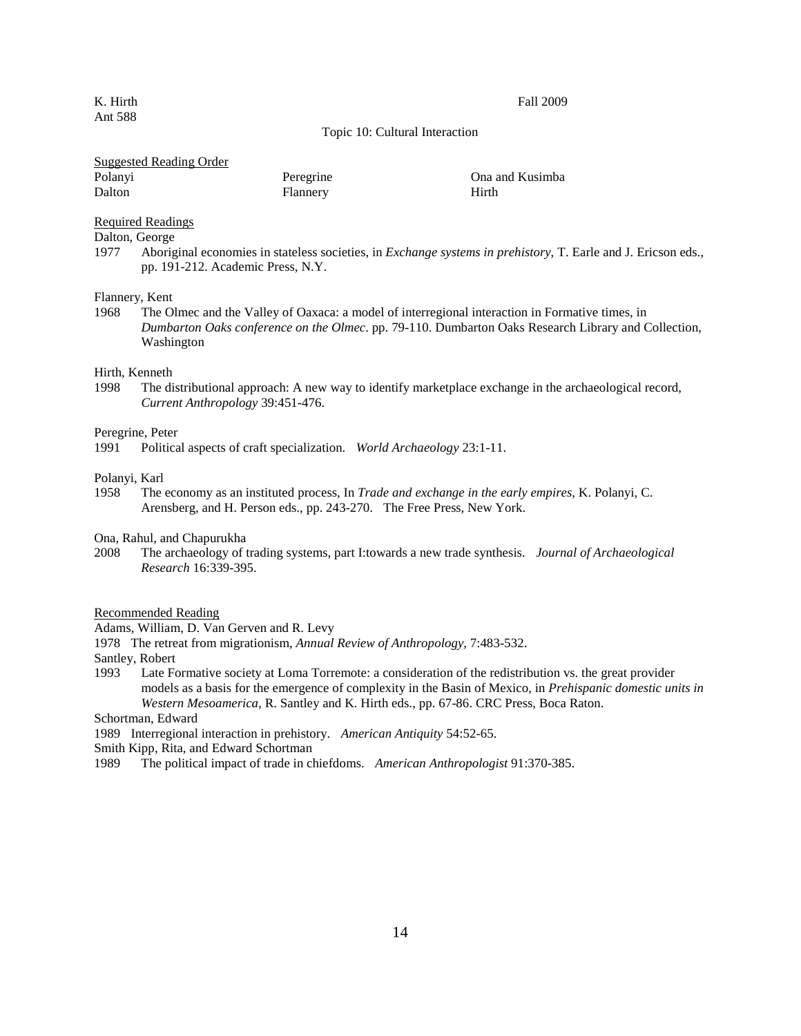K. Hirth Fall 2009
Ant 588

Topic 10: Cultural Interaction

Suggested Reading Order

| | | |
|---|---|---|
| Polanyi | Peregrine | Ona and Kusimba |
| Dalton | Flannery | Hirth |

Required Readings

Dalton, George
1977 Aboriginal economies in stateless societies, in *Exchange systems in prehistory*, T. Earle and J. Ericson eds., pp. 191-212. Academic Press, N.Y.

Flannery, Kent
1968 The Olmec and the Valley of Oaxaca: a model of interregional interaction in Formative times, in *Dumbarton Oaks conference on the Olmec*. pp. 79-110. Dumbarton Oaks Research Library and Collection, Washington

Hirth, Kenneth
1998 The distributional approach: A new way to identify marketplace exchange in the archaeological record, *Current Anthropology* 39:451-476.

Peregrine, Peter
1991 Political aspects of craft specialization. *World Archaeology* 23:1-11.

Polanyi, Karl
1958 The economy as an instituted process, In *Trade and exchange in the early empires*, K. Polanyi, C. Arensberg, and H. Person eds., pp. 243-270. The Free Press, New York.

Ona, Rahul, and Chapurukha
2008 The archaeology of trading systems, part I:towards a new trade synthesis. *Journal of Archaeological Research* 16:339-395.

Recommended Reading

Adams, William, D. Van Gerven and R. Levy
1978 The retreat from migrationism, *Annual Review of Anthropology*, 7:483-532.

Santley, Robert
1993 Late Formative society at Loma Torremote: a consideration of the redistribution vs. the great provider models as a basis for the emergence of complexity in the Basin of Mexico, in *Prehispanic domestic units in Western Mesoamerica*, R. Santley and K. Hirth eds., pp. 67-86. CRC Press, Boca Raton.

Schortman, Edward
1989 Interregional interaction in prehistory. *American Antiquity* 54:52-65.

Smith Kipp, Rita, and Edward Schortman
1989 The political impact of trade in chiefdoms. *American Anthropologist* 91:370-385.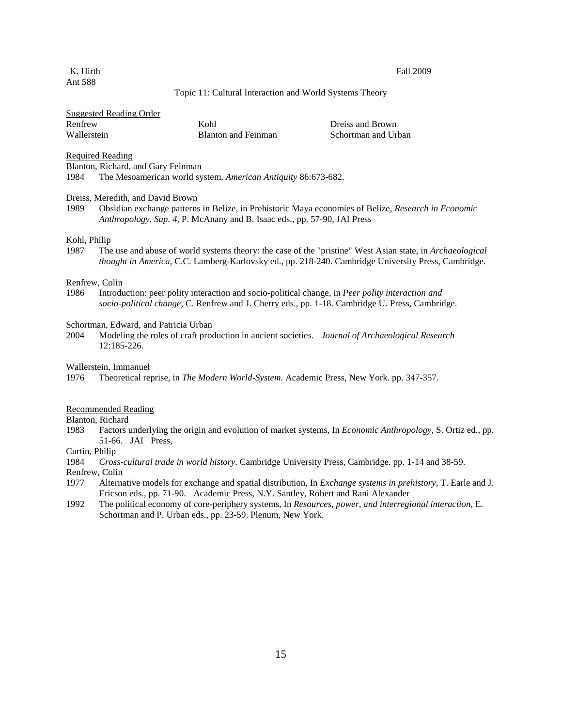K. Hirth
Ant 588

Fall 2009

Topic 11: Cultural Interaction and World Systems Theory

Suggested Reading Order

| | | |
|---|---|---|
| Renfrew | Kohl | Dreiss and Brown |
| Wallerstein | Blanton and Feinman | Schortman and Urban |

Required Reading

Blanton, Richard, and Gary Feinman
1984 The Mesoamerican world system. *American Antiquity* 86:673-682.

Dreiss, Meredith, and David Brown
1989 Obsidian exchange patterns in Belize, in Prehistoric Maya economies of Belize, *Research in Economic Anthropology, Sup. 4,* P. McAnany and B. Isaac eds., pp. 57-90, JAI Press

Kohl, Philip
1987 The use and abuse of world systems theory: the case of the "pristine" West Asian state, in *Archaeological thought in America*, C.C. Lamberg-Karlovsky ed., pp. 218-240. Cambridge University Press, Cambridge.

Renfrew, Colin
1986 Introduction: peer polity interaction and socio-political change, in *Peer polity interaction and socio-political change*, C. Renfrew and J. Cherry eds., pp. 1-18. Cambridge U. Press, Cambridge.

Schortman, Edward, and Patricia Urban
2004 Modeling the roles of craft production in ancient societies. *Journal of Archaeological Research* 12:185-226.

Wallerstein, Immanuel
1976 Theoretical reprise, in *The Modern World-System.* Academic Press, New York. pp. 347-357.

Recommended Reading

Blanton, Richard
1983 Factors underlying the origin and evolution of market systems, In *Economic Anthropology,* S. Ortiz ed., pp. 51-66. JAI Press,

Curtin, Philip
1984 *Cross-cultural trade in world history*. Cambridge University Press, Cambridge. pp. 1-14 and 38-59.

Renfrew, Colin
1977 Alternative models for exchange and spatial distribution, In *Exchange systems in prehistory*, T. Earle and J. Ericson eds., pp. 71-90. Academic Press, N.Y. Santley, Robert and Rani Alexander
1992 The political economy of core-periphery systems, In *Resources, power, and interregional interaction*, E. Schortman and P. Urban eds., pp. 23-59. Plenum, New York.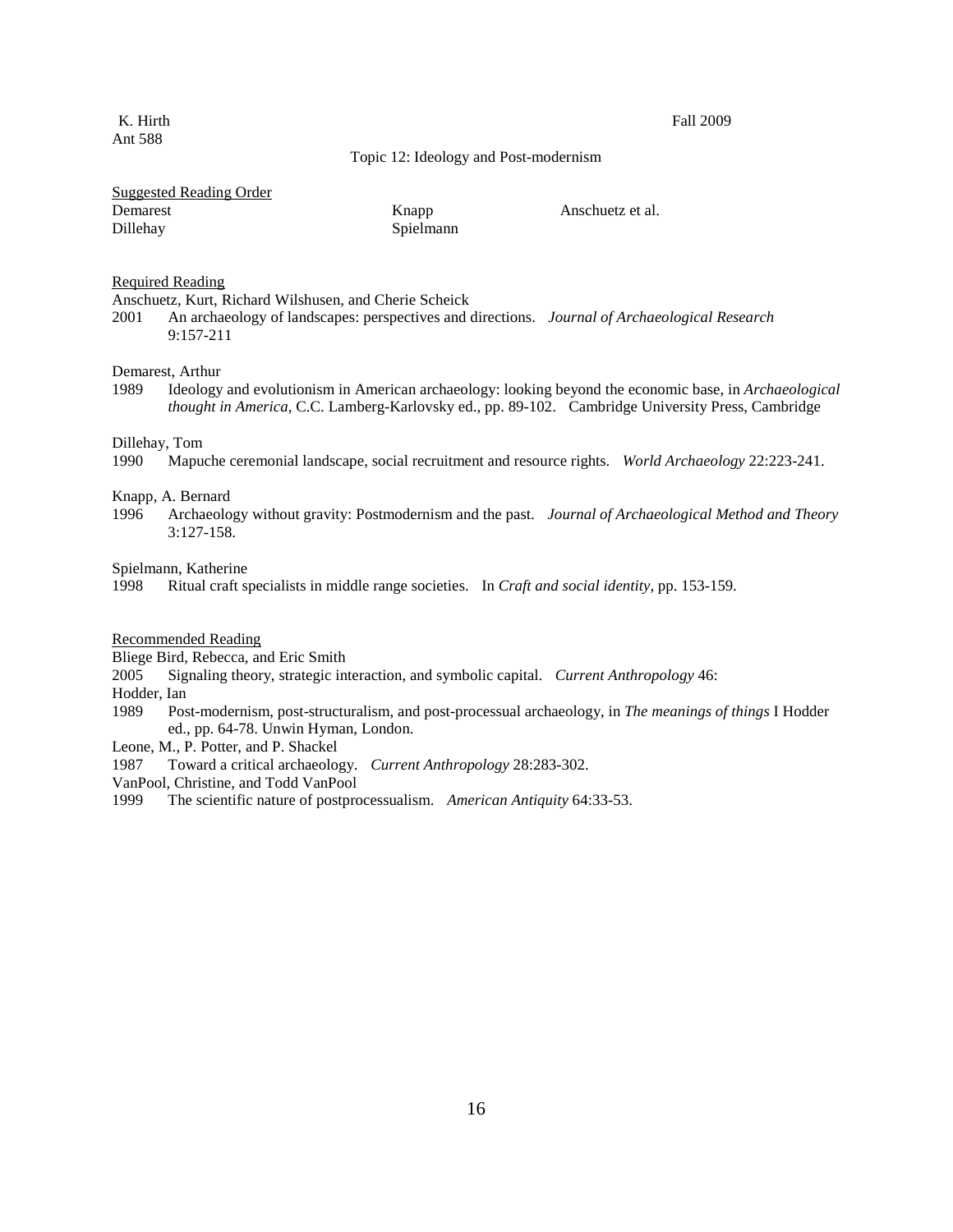K. Hirth
Ant 588

Fall 2009

Topic 12: Ideology and Post-modernism

Suggested Reading Order

| | | |
|---|---|---|
| Demarest | Knapp | Anschuetz et al. |
| Dillehay | Spielmann | |

Required Reading

Anschuetz, Kurt, Richard Wilshusen, and Cherie Scheick
2001 An archaeology of landscapes: perspectives and directions. *Journal of Archaeological Research* 9:157-211

Demarest, Arthur
1989 Ideology and evolutionism in American archaeology: looking beyond the economic base, in *Archaeological thought in America*, C.C. Lamberg-Karlovsky ed., pp. 89-102. Cambridge University Press, Cambridge

Dillehay, Tom
1990 Mapuche ceremonial landscape, social recruitment and resource rights. *World Archaeology* 22:223-241.

Knapp, A. Bernard
1996 Archaeology without gravity: Postmodernism and the past. *Journal of Archaeological Method and Theory* 3:127-158.

Spielmann, Katherine
1998 Ritual craft specialists in middle range societies. In *Craft and social identity*, pp. 153-159.

Recommended Reading

Bliege Bird, Rebecca, and Eric Smith
2005 Signaling theory, strategic interaction, and symbolic capital. *Current Anthropology* 46:
Hodder, Ian
1989 Post-modernism, post-structuralism, and post-processual archaeology, in *The meanings of things* I Hodder ed., pp. 64-78. Unwin Hyman, London.
Leone, M., P. Potter, and P. Shackel
1987 Toward a critical archaeology. *Current Anthropology* 28:283-302.
VanPool, Christine, and Todd VanPool
1999 The scientific nature of postprocessualism. *American Antiquity* 64:33-53.